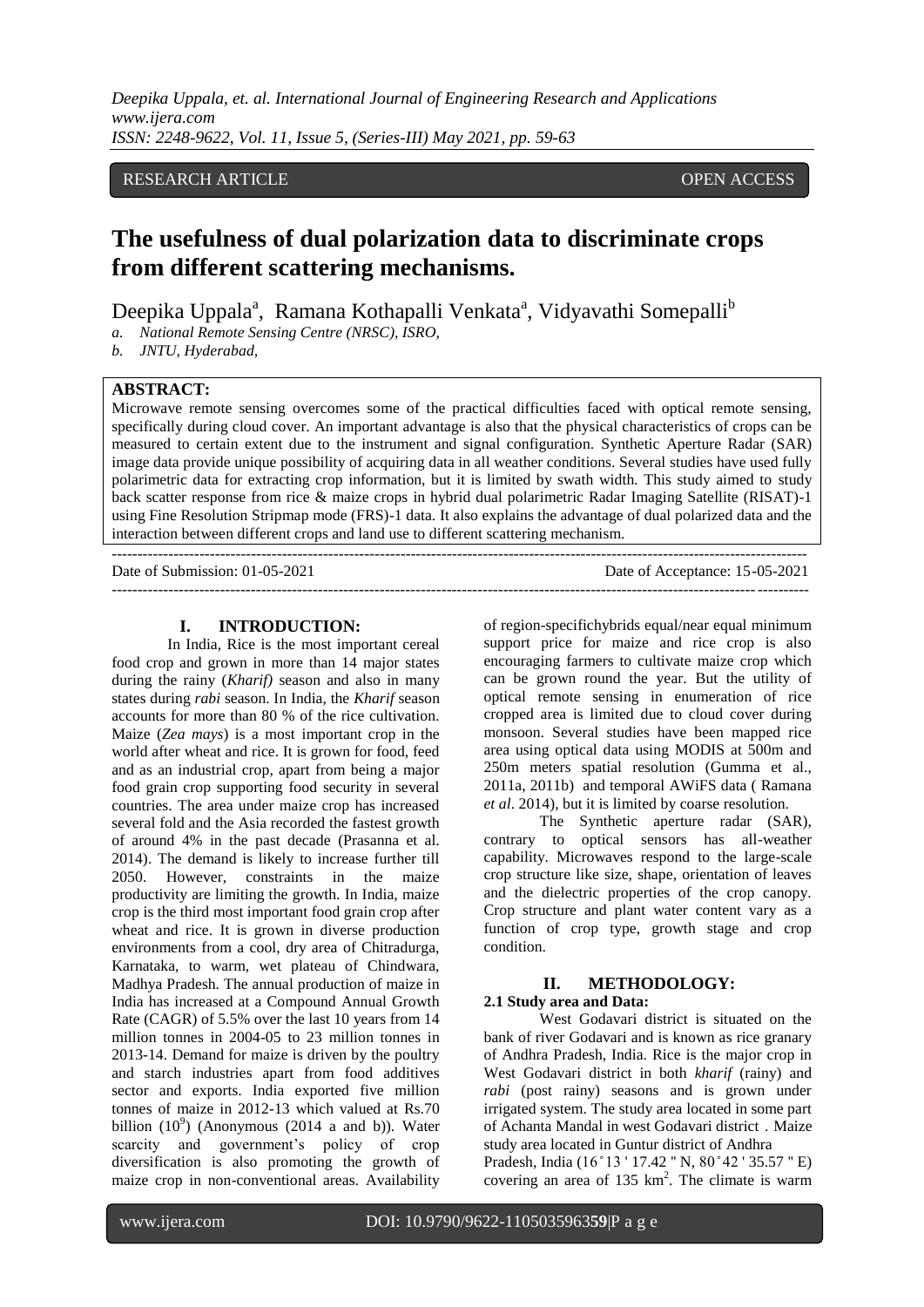RESEARCH ARTICLE OPEN ACCESS

# The usefulness of dual polarization data to discriminate crops from different scattering mechanisms.

Deepika Uppala[a], Ramana Kothapalli Venkata[a], Vidyavathi Somepalli[b]

*a. National Remote Sensing Centre (NRSC), ISRO,*
*b. JNTU, Hyderabad,*

**ABSTRACT:**
Microwave remote sensing overcomes some of the practical difficulties faced with optical remote sensing, specifically during cloud cover. An important advantage is also that the physical characteristics of crops can be measured to certain extent due to the instrument and signal configuration. Synthetic Aperture Radar (SAR) image data provide unique possibility of acquiring data in all weather conditions. Several studies have used fully polarimetric data for extracting crop information, but it is limited by swath width. This study aimed to study back scatter response from rice & maize crops in hybrid dual polarimetric Radar Imaging Satellite (RISAT)-1 using Fine Resolution Stripmap mode (FRS)-1 data. It also explains the advantage of dual polarized data and the interaction between different crops and land use to different scattering mechanism.

---

Date of Submission: 01-05-2021 Date of Acceptance: 15-05-2021

---

## I. INTRODUCTION:

In India, Rice is the most important cereal food crop and grown in more than 14 major states during the rainy (*Kharif)* season and also in many states during *rabi* season. In India, the *Kharif* season accounts for more than 80 % of the rice cultivation. Maize (*Zea mays*) is a most important crop in the world after wheat and rice. It is grown for food, feed and as an industrial crop, apart from being a major food grain crop supporting food security in several countries. The area under maize crop has increased several fold and the Asia recorded the fastest growth of around 4% in the past decade (Prasanna et al. 2014). The demand is likely to increase further till 2050. However, constraints in the maize productivity are limiting the growth. In India, maize crop is the third most important food grain crop after wheat and rice. It is grown in diverse production environments from a cool, dry area of Chitradurga, Karnataka, to warm, wet plateau of Chindwara, Madhya Pradesh. The annual production of maize in India has increased at a Compound Annual Growth Rate (CAGR) of 5.5% over the last 10 years from 14 million tonnes in 2004-05 to 23 million tonnes in 2013-14. Demand for maize is driven by the poultry and starch industries apart from food additives sector and exports. India exported five million tonnes of maize in 2012-13 which valued at Rs.70 billion ($10^9$) (Anonymous (2014 a and b)). Water scarcity and government's policy of crop diversification is also promoting the growth of maize crop in non-conventional areas. Availability of region-specifichybrids equal/near equal minimum support price for maize and rice crop is also encouraging farmers to cultivate maize crop which can be grown round the year. But the utility of optical remote sensing in enumeration of rice cropped area is limited due to cloud cover during monsoon. Several studies have been mapped rice area using optical data using MODIS at 500m and 250m meters spatial resolution (Gumma et al., 2011a, 2011b) and temporal AWiFS data ( Ramana *et al*. 2014), but it is limited by coarse resolution.

The Synthetic aperture radar (SAR), contrary to optical sensors has all-weather capability. Microwaves respond to the large-scale crop structure like size, shape, orientation of leaves and the dielectric properties of the crop canopy. Crop structure and plant water content vary as a function of crop type, growth stage and crop condition.

## II. METHODOLOGY:

### 2.1 Study area and Data:

West Godavari district is situated on the bank of river Godavari and is known as rice granary of Andhra Pradesh, India. Rice is the major crop in West Godavari district in both *kharif* (rainy) and *rabi* (post rainy) seasons and is grown under irrigated system. The study area located in some part of Achanta Mandal in west Godavari district . Maize study area located in Guntur district of Andhra Pradesh, India (16˚13 ' 17.42 " N, 80˚42 ' 35.57 " E) covering an area of 135 $km^2$. The climate is warm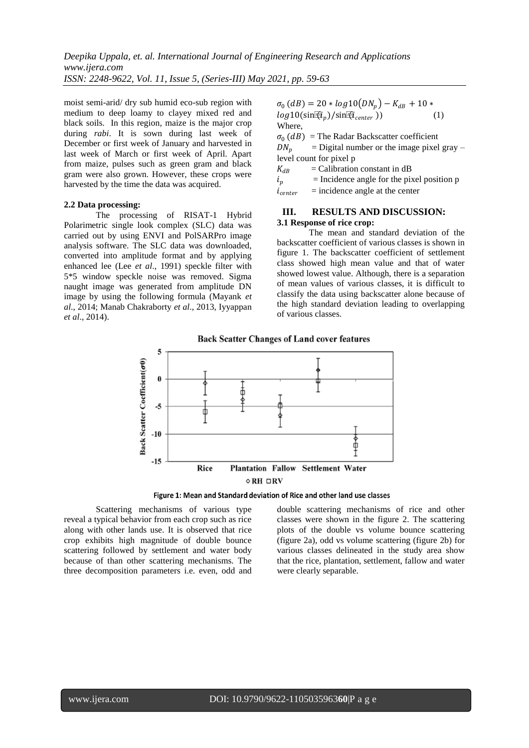moist semi-arid/ dry sub humid eco-sub region with medium to deep loamy to clayey mixed red and black soils. In this region, maize is the major crop during *rabi*. It is sown during last week of December or first week of January and harvested in last week of March or first week of April. Apart from maize, pulses such as green gram and black gram were also grown. However, these crops were harvested by the time the data was acquired.

**2.2 Data processing:**

The processing of RISAT-1 Hybrid Polarimetric single look complex (SLC) data was carried out by using ENVI and PolSARPro image analysis software. The SLC data was downloaded, converted into amplitude format and by applying enhanced lee (Lee *et al*., 1991) speckle filter with 5*5 window speckle noise was removed. Sigma naught image was generated from amplitude DN image by using the following formula (Mayank *et al*., 2014; Manab Chakraborty *et al*., 2013, Iyyappan *et al*., 2014).

$$\sigma_0\,(dB) = 20 * log10(DN_p) - K_{dB} + 10 * log10(\sin(i_p)/\sin(i_{center})) \quad (1)$$

Where,

$\sigma_0\,(dB)$ = The Radar Backscatter coefficient
$DN_p$ = Digital number or the image pixel gray – level count for pixel p
$K_{dB}$ = Calibration constant in dB
$i_p$ = Incidence angle for the pixel position p
$i_{center}$ = incidence angle at the center

## III. RESULTS AND DISCUSSION:

**3.1 Response of rice crop:**

The mean and standard deviation of the backscatter coefficient of various classes is shown in figure 1. The backscatter coefficient of settlement class showed high mean value and that of water showed lowest value. Although, there is a separation of mean values of various classes, it is difficult to classify the data using backscatter alone because of the high standard deviation leading to overlapping of various classes.

**Figure 1: Mean and Standard deviation of Rice and other land use classes**

Scattering mechanisms of various type reveal a typical behavior from each crop such as rice along with other lands use. It is observed that rice crop exhibits high magnitude of double bounce scattering followed by settlement and water body because of than other scattering mechanisms. The three decomposition parameters i.e. even, odd and double scattering mechanisms of rice and other classes were shown in the figure 2. The scattering plots of the double vs volume bounce scattering (figure 2a), odd vs volume scattering (figure 2b) for various classes delineated in the study area show that the rice, plantation, settlement, fallow and water were clearly separable.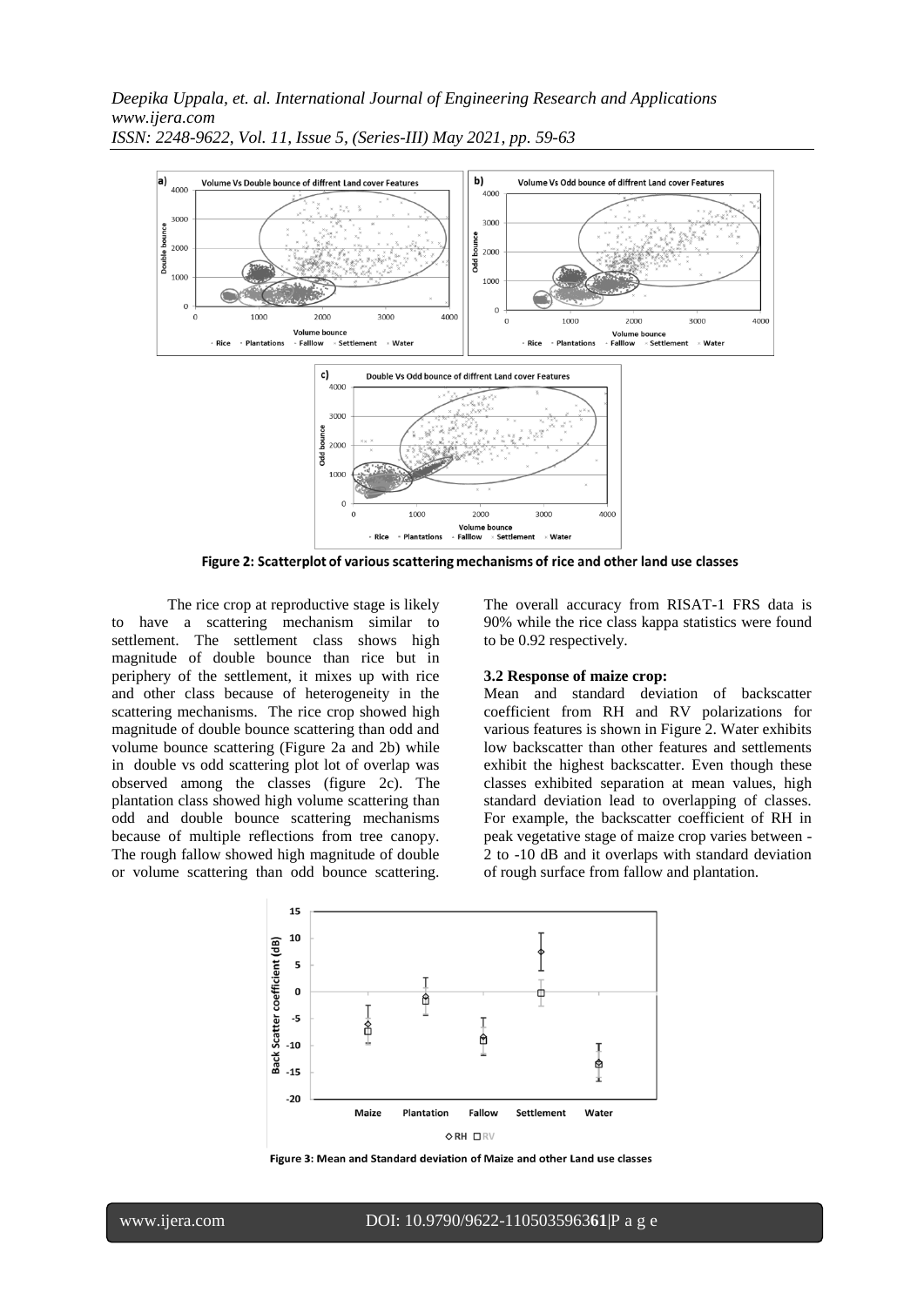Figure 2: Scatterplot of various scattering mechanisms of rice and other land use classes

The rice crop at reproductive stage is likely to have a scattering mechanism similar to settlement. The settlement class shows high magnitude of double bounce than rice but in periphery of the settlement, it mixes up with rice and other class because of heterogeneity in the scattering mechanisms. The rice crop showed high magnitude of double bounce scattering than odd and volume bounce scattering (Figure 2a and 2b) while in double vs odd scattering plot lot of overlap was observed among the classes (figure 2c). The plantation class showed high volume scattering than odd and double bounce scattering mechanisms because of multiple reflections from tree canopy. The rough fallow showed high magnitude of double or volume scattering than odd bounce scattering. The overall accuracy from RISAT-1 FRS data is 90% while the rice class kappa statistics were found to be 0.92 respectively.

### 3.2 Response of maize crop:

Mean and standard deviation of backscatter coefficient from RH and RV polarizations for various features is shown in Figure 2. Water exhibits low backscatter than other features and settlements exhibit the highest backscatter. Even though these classes exhibited separation at mean values, high standard deviation lead to overlapping of classes. For example, the backscatter coefficient of RH in peak vegetative stage of maize crop varies between -2 to -10 dB and it overlaps with standard deviation of rough surface from fallow and plantation.

Figure 3: Mean and Standard deviation of Maize and other Land use classes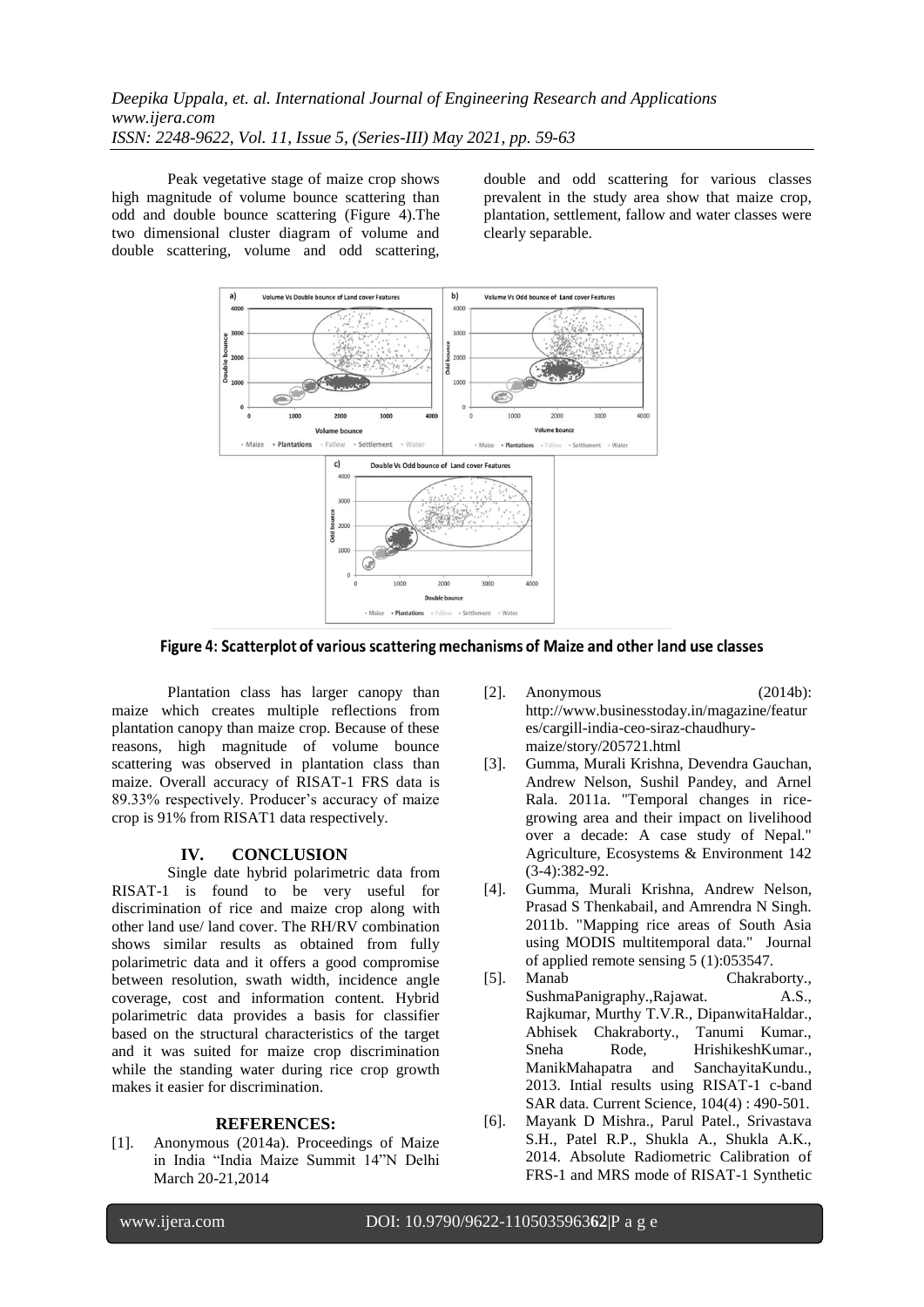Peak vegetative stage of maize crop shows high magnitude of volume bounce scattering than odd and double bounce scattering (Figure 4).The two dimensional cluster diagram of volume and double scattering, volume and odd scattering, double and odd scattering for various classes prevalent in the study area show that maize crop, plantation, settlement, fallow and water classes were clearly separable.

**Figure 4: Scatterplot of various scattering mechanisms of Maize and other land use classes**

Plantation class has larger canopy than maize which creates multiple reflections from plantation canopy than maize crop. Because of these reasons, high magnitude of volume bounce scattering was observed in plantation class than maize. Overall accuracy of RISAT-1 FRS data is 89.33% respectively. Producer's accuracy of maize crop is 91% from RISAT1 data respectively.

## IV. CONCLUSION

Single date hybrid polarimetric data from RISAT-1 is found to be very useful for discrimination of rice and maize crop along with other land use/ land cover. The RH/RV combination shows similar results as obtained from fully polarimetric data and it offers a good compromise between resolution, swath width, incidence angle coverage, cost and information content. Hybrid polarimetric data provides a basis for classifier based on the structural characteristics of the target and it was suited for maize crop discrimination while the standing water during rice crop growth makes it easier for discrimination.

## REFERENCES:

[1]. Anonymous (2014a). Proceedings of Maize in India "India Maize Summit 14"N Delhi March 20-21,2014

[2]. Anonymous (2014b): http://www.businesstoday.in/magazine/features/cargill-india-ceo-siraz-chaudhury-maize/story/205721.html

[3]. Gumma, Murali Krishna, Devendra Gauchan, Andrew Nelson, Sushil Pandey, and Arnel Rala. 2011a. "Temporal changes in rice-growing area and their impact on livelihood over a decade: A case study of Nepal." Agriculture, Ecosystems & Environment 142 (3-4):382-92.

[4]. Gumma, Murali Krishna, Andrew Nelson, Prasad S Thenkabail, and Amrendra N Singh. 2011b. "Mapping rice areas of South Asia using MODIS multitemporal data." Journal of applied remote sensing 5 (1):053547.

[5]. Manab Chakraborty., SushmaPanigraphy.,Rajawat. A.S., Rajkumar, Murthy T.V.R., DipanwitaHaldar., Abhisek Chakraborty., Tanumi Kumar., Sneha Rode, HrishikeshKumar., ManikMahapatra and SanchayitaKundu., 2013. Intial results using RISAT-1 c-band SAR data. Current Science, 104(4) : 490-501.

[6]. Mayank D Mishra., Parul Patel., Srivastava S.H., Patel R.P., Shukla A., Shukla A.K., 2014. Absolute Radiometric Calibration of FRS-1 and MRS mode of RISAT-1 Synthetic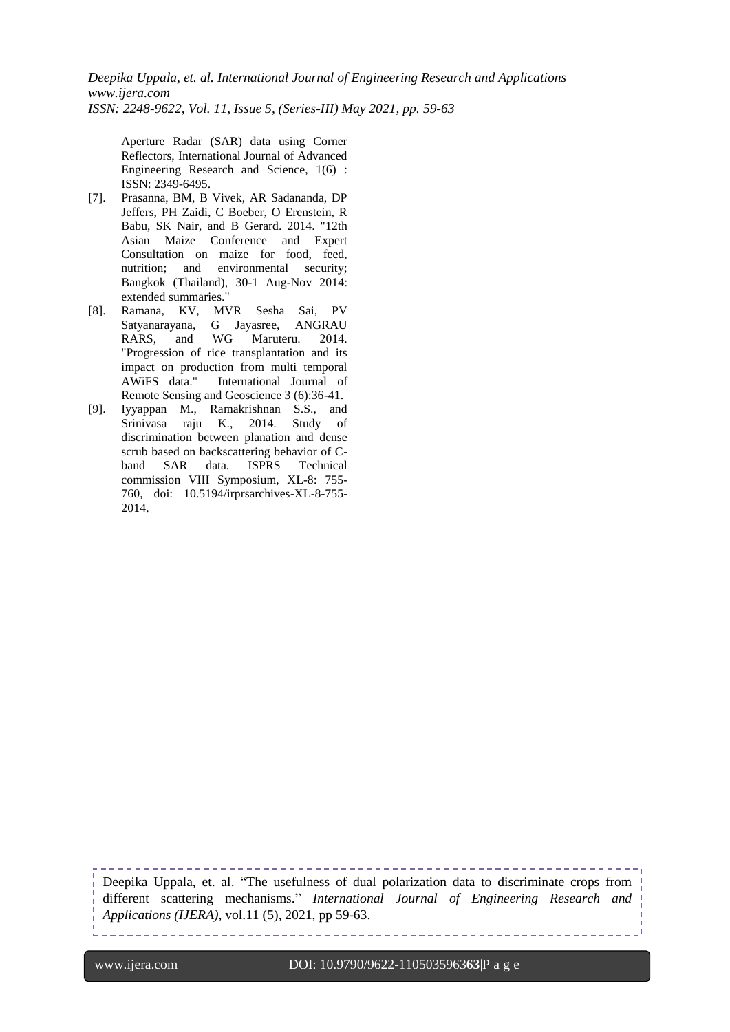Aperture Radar (SAR) data using Corner Reflectors, International Journal of Advanced Engineering Research and Science, 1(6) : ISSN: 2349-6495.

[7]. Prasanna, BM, B Vivek, AR Sadananda, DP Jeffers, PH Zaidi, C Boeber, O Erenstein, R Babu, SK Nair, and B Gerard. 2014. "12th Asian Maize Conference and Expert Consultation on maize for food, feed, nutrition; and environmental security; Bangkok (Thailand), 30-1 Aug-Nov 2014: extended summaries."

[8]. Ramana, KV, MVR Sesha Sai, PV Satyanarayana, G Jayasree, ANGRAU RARS, and WG Maruteru. 2014. "Progression of rice transplantation and its impact on production from multi temporal AWiFS data." International Journal of Remote Sensing and Geoscience 3 (6):36-41.

[9]. Iyyappan M., Ramakrishnan S.S., and Srinivasa raju K., 2014. Study of discrimination between planation and dense scrub based on backscattering behavior of C-band SAR data. ISPRS Technical commission VIII Symposium, XL-8: 755-760, doi: 10.5194/irprsarchives-XL-8-755-2014.

Deepika Uppala, et. al. "The usefulness of dual polarization data to discriminate crops from different scattering mechanisms." *International Journal of Engineering Research and Applications (IJERA)*, vol.11 (5), 2021, pp 59-63.